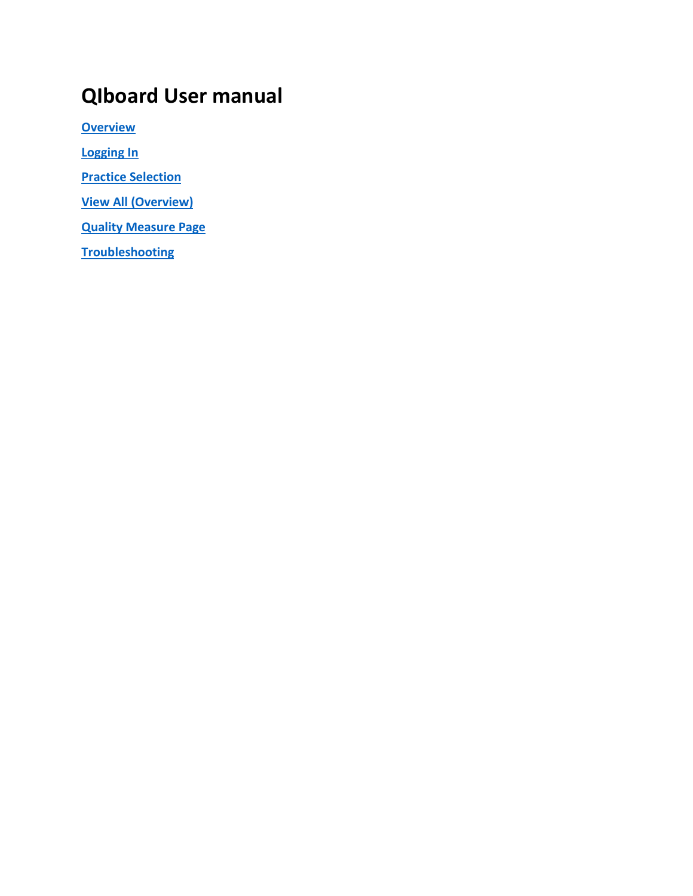# QIboard User manual

**[Overview]()**

**[Logging In]()**

**[Practice Selection]()**

**[View All (Overview)]()**

**[Quality Measure Page]()**

**[Troubleshooting]()**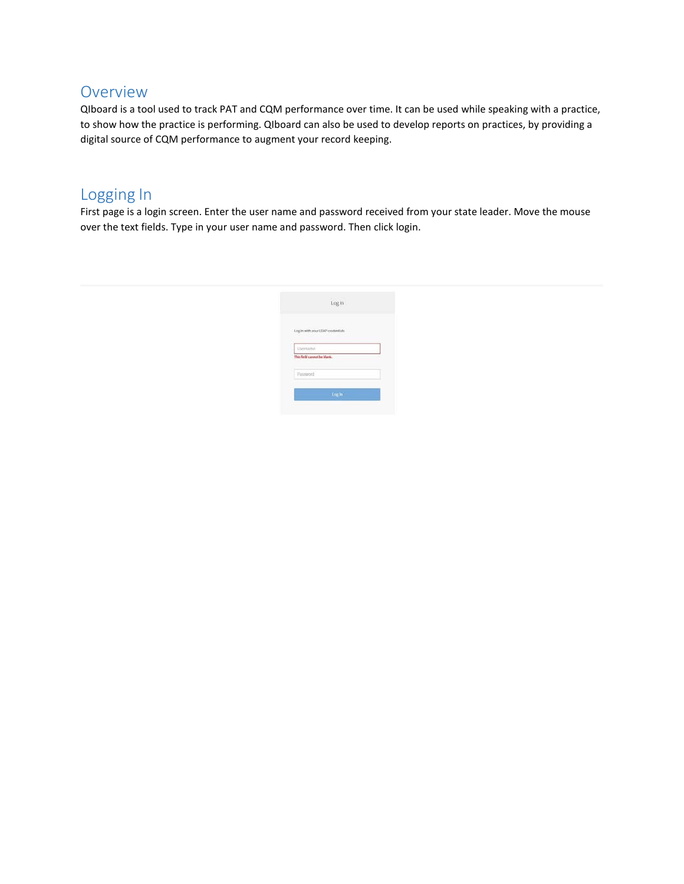## Overview

QIboard is a tool used to track PAT and CQM performance over time. It can be used while speaking with a practice, to show how the practice is performing. QIboard can also be used to develop reports on practices, by providing a digital source of CQM performance to augment your record keeping.

## Logging In

First page is a login screen. Enter the user name and password received from your state leader. Move the mouse over the text fields. Type in your user name and password. Then click login.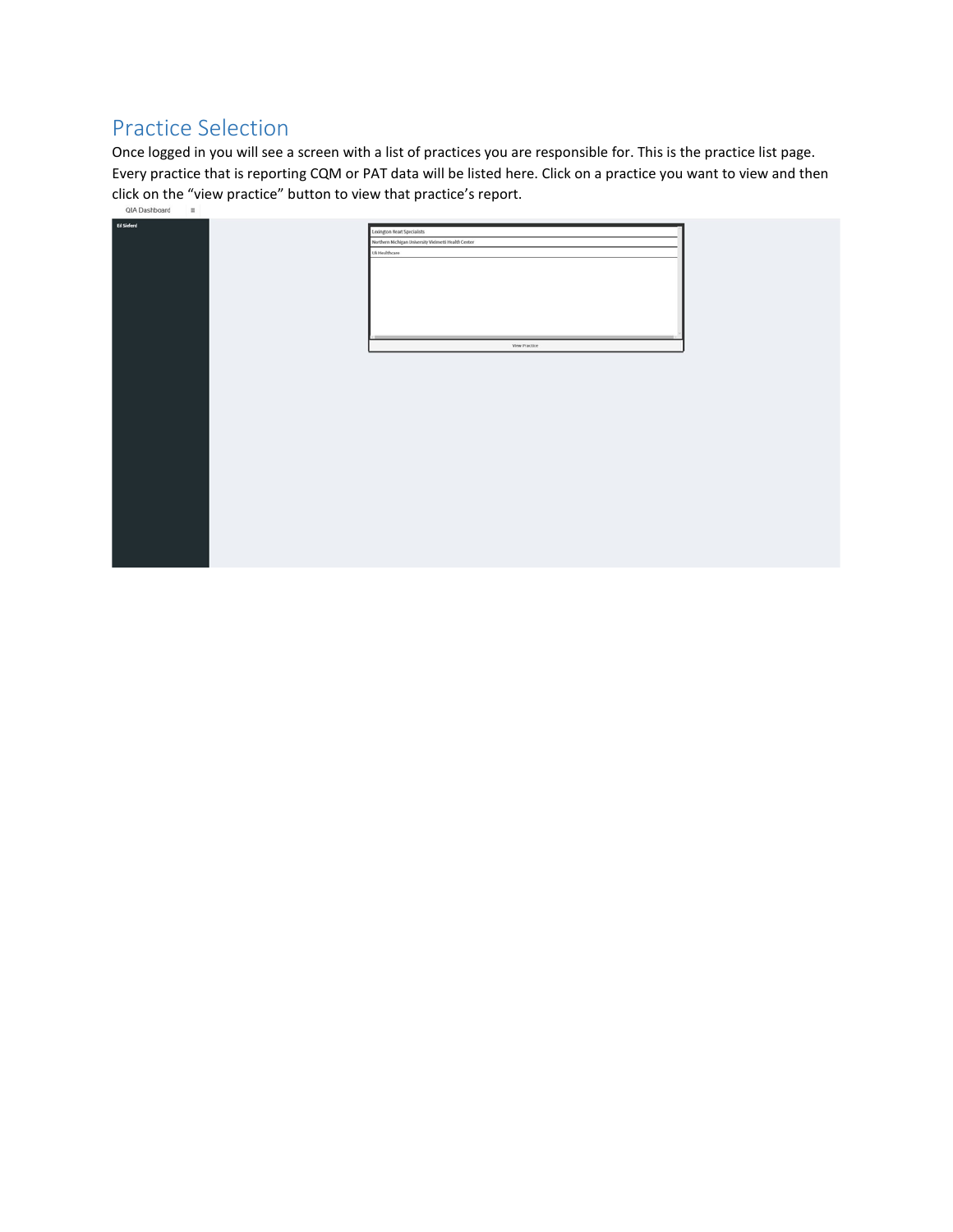## Practice Selection

Once logged in you will see a screen with a list of practices you are responsible for. This is the practice list page. Every practice that is reporting CQM or PAT data will be listed here. Click on a practice you want to view and then click on the "view practice" button to view that practice's report.

QIA Dashboard

Ed Siefert

Lexington Heart Specialists

Northern Michigan University Vielmetti Health Center

UI Healthcare

View Practice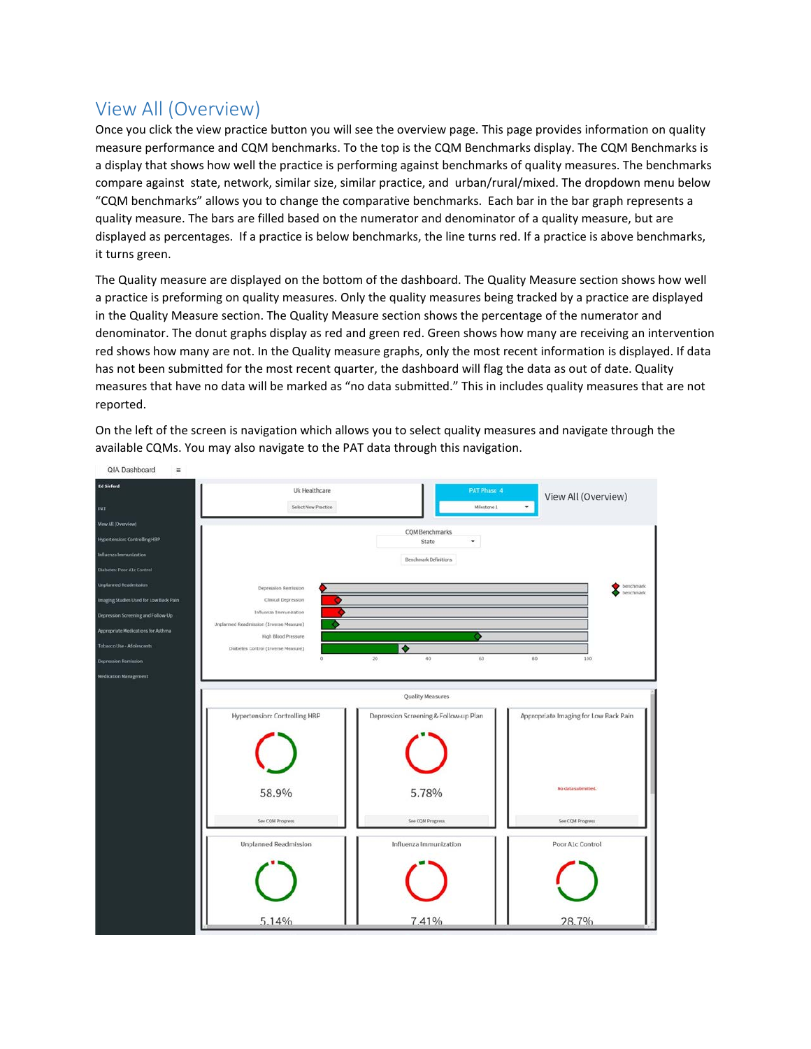## View All (Overview)

Once you click the view practice button you will see the overview page. This page provides information on quality measure performance and CQM benchmarks. To the top is the CQM Benchmarks display. The CQM Benchmarks is a display that shows how well the practice is performing against benchmarks of quality measures. The benchmarks compare against state, network, similar size, similar practice, and urban/rural/mixed. The dropdown menu below "CQM benchmarks" allows you to change the comparative benchmarks. Each bar in the bar graph represents a quality measure. The bars are filled based on the numerator and denominator of a quality measure, but are displayed as percentages. If a practice is below benchmarks, the line turns red. If a practice is above benchmarks, it turns green.

The Quality measure are displayed on the bottom of the dashboard. The Quality Measure section shows how well a practice is preforming on quality measures. Only the quality measures being tracked by a practice are displayed in the Quality Measure section. The Quality Measure section shows the percentage of the numerator and denominator. The donut graphs display as red and green red. Green shows how many are receiving an intervention red shows how many are not. In the Quality measure graphs, only the most recent information is displayed. If data has not been submitted for the most recent quarter, the dashboard will flag the data as out of date. Quality measures that have no data will be marked as "no data submitted." This in includes quality measures that are not reported.

On the left of the screen is navigation which allows you to select quality measures and navigate through the available CQMs. You may also navigate to the PAT data through this navigation.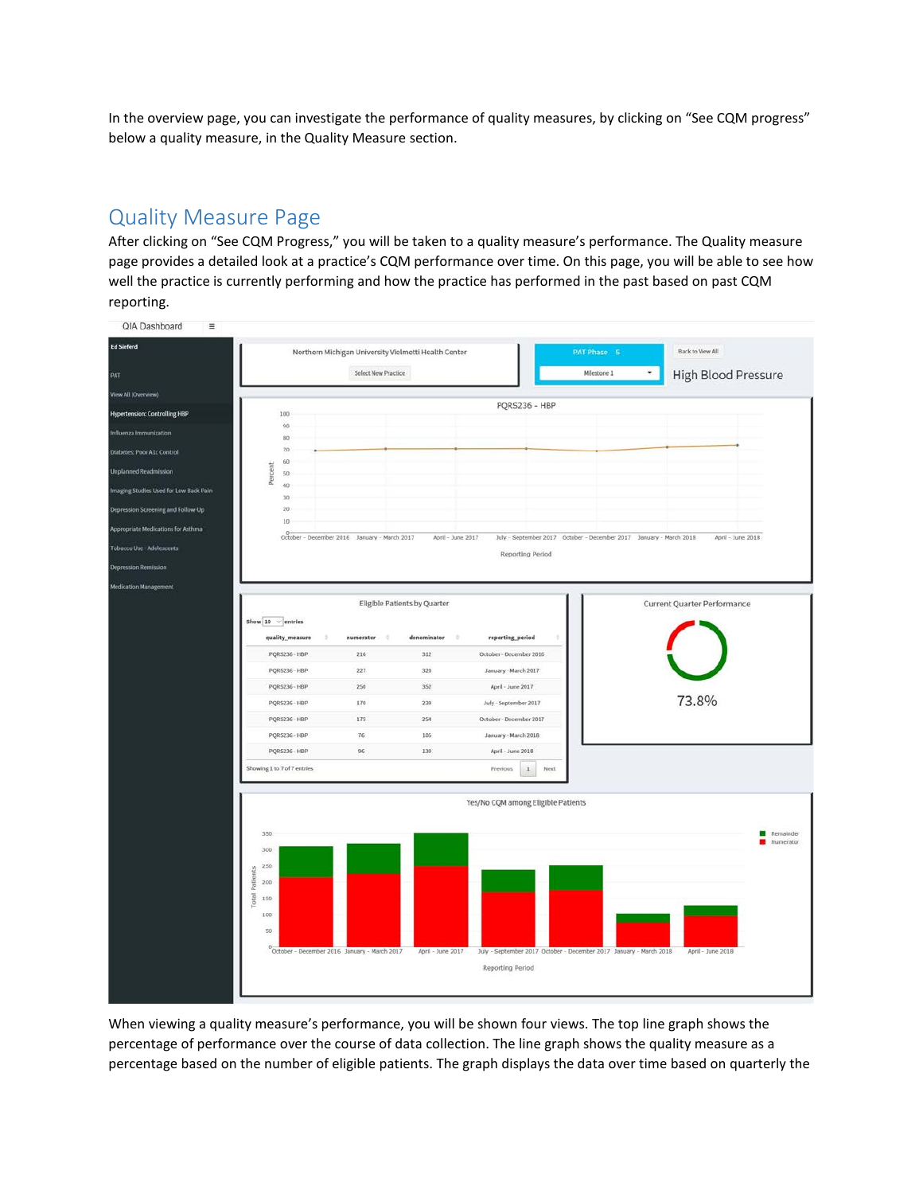In the overview page, you can investigate the performance of quality measures, by clicking on "See CQM progress" below a quality measure, in the Quality Measure section.

## Quality Measure Page

After clicking on "See CQM Progress," you will be taken to a quality measure's performance. The Quality measure page provides a detailed look at a practice's CQM performance over time. On this page, you will be able to see how well the practice is currently performing and how the practice has performed in the past based on past CQM reporting.

When viewing a quality measure's performance, you will be shown four views. The top line graph shows the percentage of performance over the course of data collection. The line graph shows the quality measure as a percentage based on the number of eligible patients. The graph displays the data over time based on quarterly the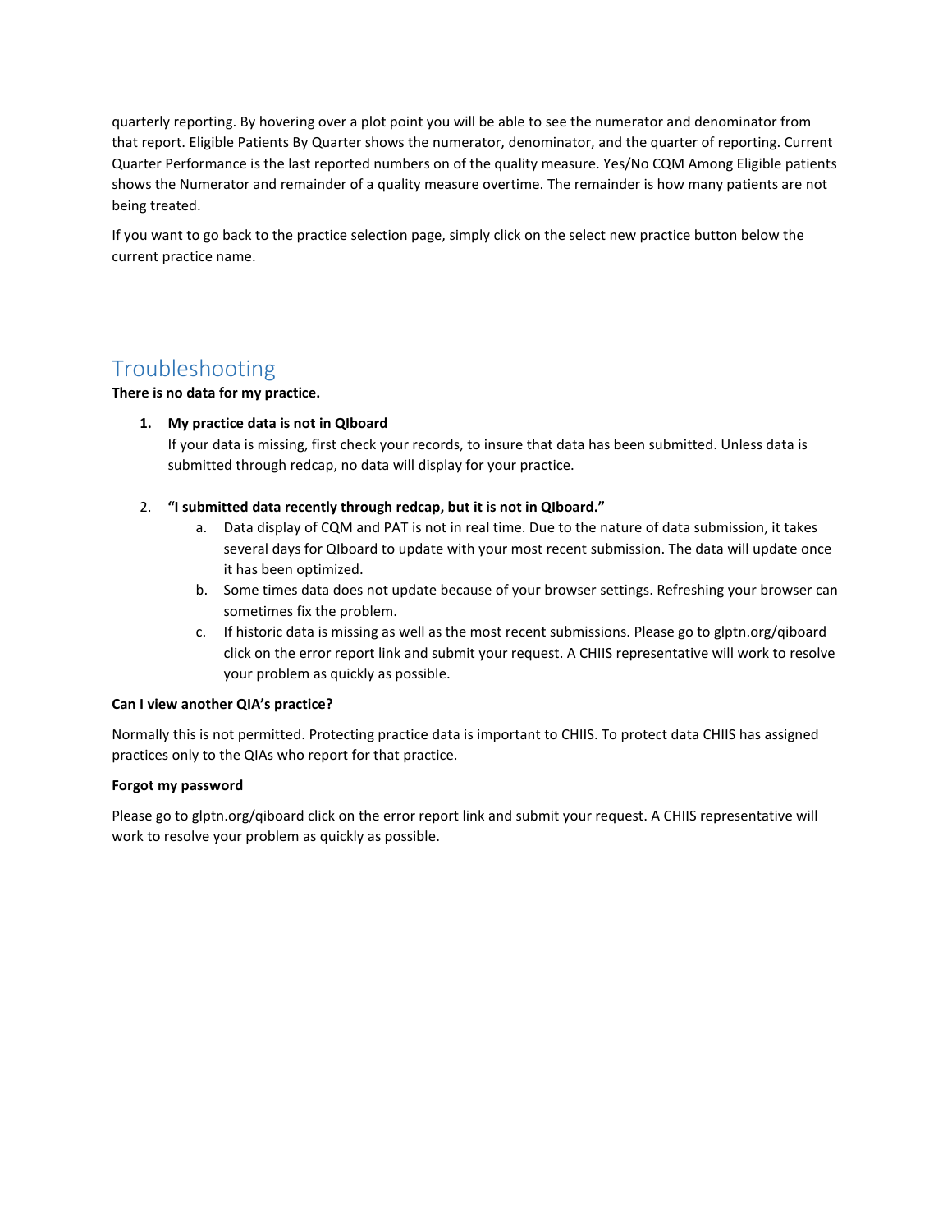quarterly reporting. By hovering over a plot point you will be able to see the numerator and denominator from that report. Eligible Patients By Quarter shows the numerator, denominator, and the quarter of reporting. Current Quarter Performance is the last reported numbers on of the quality measure. Yes/No CQM Among Eligible patients shows the Numerator and remainder of a quality measure overtime. The remainder is how many patients are not being treated.

If you want to go back to the practice selection page, simply click on the select new practice button below the current practice name.

## Troubleshooting

**There is no data for my practice.**

1. **My practice data is not in QIboard**
   If your data is missing, first check your records, to insure that data has been submitted. Unless data is submitted through redcap, no data will display for your practice.

2. **"I submitted data recently through redcap, but it is not in QIboard."**
   a. Data display of CQM and PAT is not in real time. Due to the nature of data submission, it takes several days for QIboard to update with your most recent submission. The data will update once it has been optimized.
   b. Some times data does not update because of your browser settings. Refreshing your browser can sometimes fix the problem.
   c. If historic data is missing as well as the most recent submissions. Please go to glptn.org/qiboard click on the error report link and submit your request. A CHIIS representative will work to resolve your problem as quickly as possible.

**Can I view another QIA's practice?**

Normally this is not permitted. Protecting practice data is important to CHIIS. To protect data CHIIS has assigned practices only to the QIAs who report for that practice.

**Forgot my password**

Please go to glptn.org/qiboard click on the error report link and submit your request. A CHIIS representative will work to resolve your problem as quickly as possible.